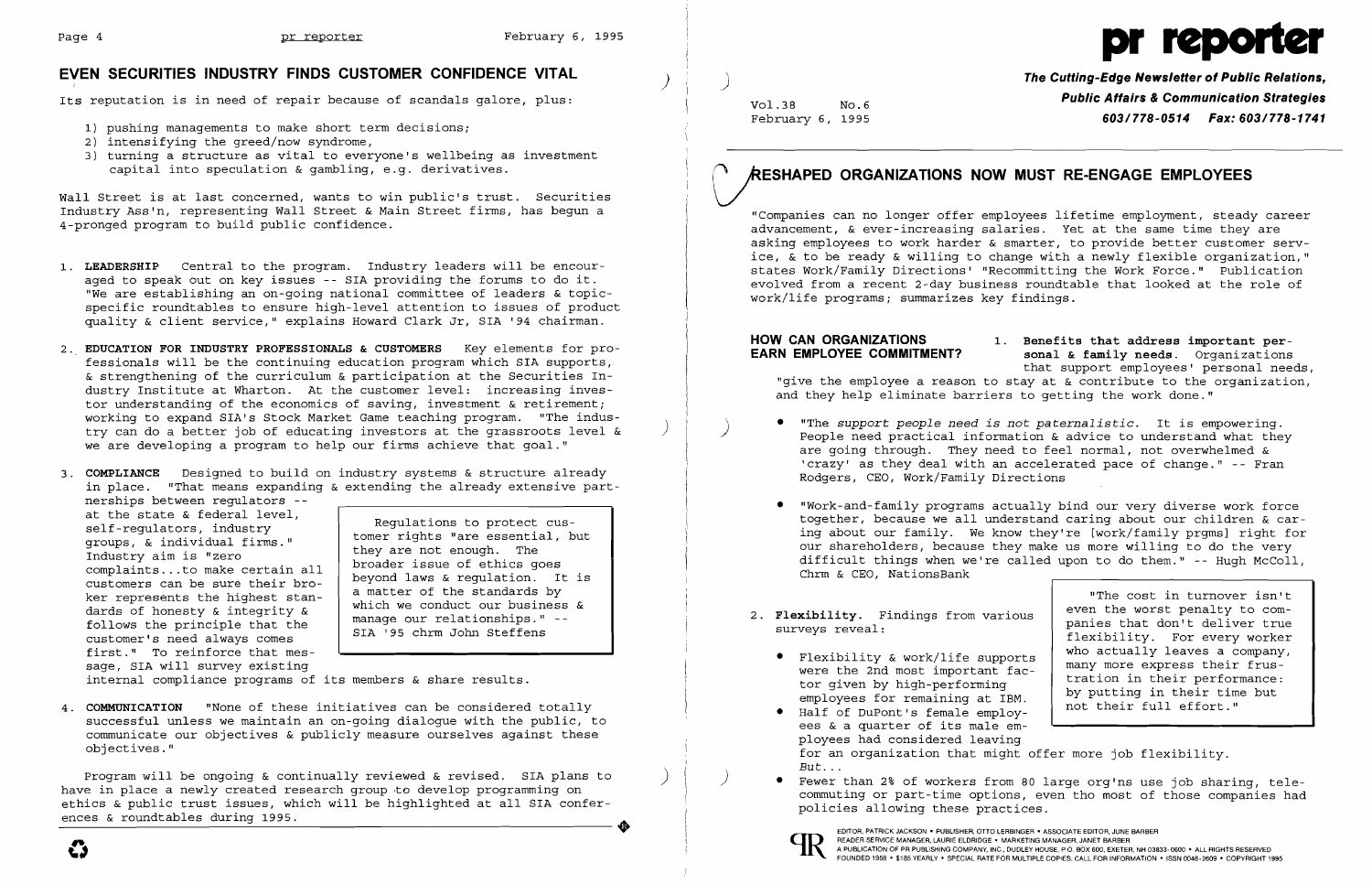## EVEN SECURITIES INDUSTRY FINDS CUSTOMER CONFIDENCE VITAL

Its reputation is in need of repair because of scandals galore, plus:

1) pushing managements to make short term decisions;
2) intensifying the greed/now syndrome,
3) turning a structure as vital to everyone's wellbeing as investment capital into speculation & gambling, e.g. derivatives.

Wall Street is at last concerned, wants to win public's trust. Securities Industry Ass'n, representing Wall Street & Main Street firms, has begun a 4-pronged program to build public confidence.

1. **LEADERSHIP** Central to the program. Industry leaders will be encouraged to speak out on key issues -- SIA providing the forums to do it. "We are establishing an on-going national committee of leaders & topic-specific roundtables to ensure high-level attention to issues of product quality & client service," explains Howard Clark Jr, SIA '94 chairman.

2. **EDUCATION FOR INDUSTRY PROFESSIONALS & CUSTOMERS** Key elements for professionals will be the continuing education program which SIA supports, & strengthening of the curriculum & participation at the Securities Industry Institute at Wharton. At the customer level: increasing investor understanding of the economics of saving, investment & retirement; working to expand SIA's Stock Market Game teaching program. "The industry can do a better job of educating investors at the grassroots level & we are developing a program to help our firms achieve that goal."

3. **COMPLIANCE** Designed to build on industry systems & structure already in place. "That means expanding & extending the already extensive partnerships between regulators -- at the state & federal level, self-regulators, industry groups, & individual firms." Industry aim is "zero complaints...to make certain all customers can be sure their broker represents the highest standards of honesty & integrity & follows the principle that the customer's need always comes first." To reinforce that message, SIA will survey existing internal compliance programs of its members & share results.

> Regulations to protect customer rights "are essential, but they are not enough. The broader issue of ethics goes beyond laws & regulation. It is a matter of the standards by which we conduct our business & manage our relationships." -- SIA '95 chrm John Steffens

4. **COMMUNICATION** "None of these initiatives can be considered totally successful unless we maintain an on-going dialogue with the public, to communicate our objectives & publicly measure ourselves against these objectives."

Program will be ongoing & continually reviewed & revised. SIA plans to have in place a newly created research group to develop programming on ethics & public trust issues, which will be highlighted at all SIA conferences & roundtables during 1995.

---

# pr reporter

**The Cutting-Edge Newsletter of Public Relations, Public Affairs & Communication Strategies**
**603/778-0514 Fax: 603/778-1741**

Vol.38 No.6
February 6, 1995

## RESHAPED ORGANIZATIONS NOW MUST RE-ENGAGE EMPLOYEES

"Companies can no longer offer employees lifetime employment, steady career advancement, & ever-increasing salaries. Yet at the same time they are asking employees to work harder & smarter, to provide better customer service, & to be ready & willing to change with a newly flexible organization," states Work/Family Directions' "Recommitting the Work Force." Publication evolved from a recent 2-day business roundtable that looked at the role of work/life programs; summarizes key findings.

### HOW CAN ORGANIZATIONS EARN EMPLOYEE COMMITMENT?

1. **Benefits that address important personal & family needs.** Organizations that support employees' personal needs, "give the employee a reason to stay at & contribute to the organization, and they help eliminate barriers to getting the work done."

- "The *support people need is not paternalistic*. It is empowering. People need practical information & advice to understand what they are going through. They need to feel normal, not overwhelmed & 'crazy' as they deal with an accelerated pace of change." -- Fran Rodgers, CEO, Work/Family Directions

- "Work-and-family programs actually bind our very diverse work force together, because we all understand caring about our children & caring about our family. We know they're [work/family prgms] right for our shareholders, because they make us more willing to do the very difficult things when we're called upon to do them." -- Hugh McColl, Chrm & CEO, NationsBank

2. **Flexibility.** Findings from various surveys reveal:

- Flexibility & work/life supports were the 2nd most important factor given by high-performing employees for remaining at IBM.
- Half of DuPont's female employees & a quarter of its male employees had considered leaving for an organization that might offer more job flexibility.

*But...*

- Fewer than 2% of workers from 80 large org'ns use job sharing, telecommuting or part-time options, even tho most of those companies had policies allowing these practices.

> "The cost in turnover isn't even the worst penalty to companies that don't deliver true flexibility. For every worker who actually leaves a company, many more express their frustration in their performance: by putting in their time but not their full effort."

EDITOR, PATRICK JACKSON • PUBLISHER, OTTO LERBINGER • ASSOCIATE EDITOR, JUNE BARBER
READER SERVICE MANAGER, LAURIE ELDRIDGE • MARKETING MANAGER, JANET BARBER
A PUBLICATION OF PR PUBLISHING COMPANY, INC., DUDLEY HOUSE, P.O. BOX 600, EXETER, NH 03833-0600 • ALL RIGHTS RESERVED
FOUNDED 1958 • $185 YEARLY • SPECIAL RATE FOR MULTIPLE COPIES: CALL FOR INFORMATION • ISSN 0048-2609 • COPYRIGHT 1995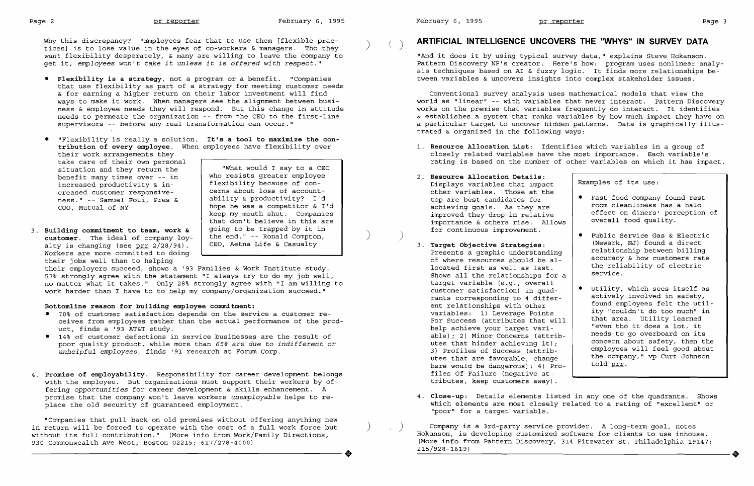Why this discrepancy? "Employees fear that to use them [flexible practices] is to lose value in the eyes of co-workers & managers. Tho they *want* flexibility desperately, & many are willing to leave the company to get it, *employees won't take it unless it is offered with respect.*"

- **Flexibility is a strategy**, not a program or a benefit. "Companies that use flexibility as part of a strategy for meeting customer needs & for earning a higher return on their labor investment will find ways to make it work. When managers see the alignment between business & employee needs they will respond. But this change in attitude needs to permeate the organization -- from the CEO to the first-line supervisors -- before any real transformation can occur."

- "Flexibility is really a solution. **It's a tool to maximize the contribution of every employee.** When employees have flexibility over their work arrangements they take care of their own personal situation and they return the benefit many times over -- in increased productivity & increased customer responsiveness." -- Samuel Foti, Pres & COO, Mutual of NY

> "What would I say to a CEO who resists greater employee flexibility because of concerns about loss of accountability & productivity? I'd hope he was a competitor & I'd keep my mouth shut. Companies that don't believe in this are going to be trapped by it in the end." -- Ronald Compton, CEO, Aetna Life & Casualty

3. **Building commitment to team, work & customer.** The ideal of company loyalty is changing (see prr 2/28/94). Workers are more committed to doing their jobs well than to helping their employers succeed, shows a '93 Families & Work Institute study. 57% strongly agree with the statement "I always try to do my job well, no matter what it takes." Only 28% strongly agree with "I am willing to work harder than I have to to help my company/organization succeed."

**Bottomline reason for building employee commitment:**

- 70% of customer satisfaction depends on the service a customer receives from employees rather than the actual performance of the product, finds a '93 AT&T study.
- 14% of customer defections in service businesses are the result of poor quality product, while more than *65% are due to indifferent or unhelpful employees*, finds '91 research at Forum Corp.

4. **Promise of employability.** Responsibility for career development belongs with the employee. But organizations must support their workers by offering *opportunities* for career development & skills enhancement. A promise that the company won't leave workers *unemployable* helps to replace the old security of guaranteed employment.

"Companies that pull back on old promises without offering anything new in return will be forced to operate with the cost of a full work force but without its full contribution." (More info from Work/Family Directions, 930 Commonwealth Ave West, Boston 02215; 617/278-4000)

## ARTIFICIAL INTELLIGENCE UNCOVERS THE "WHYS" IN SURVEY DATA

"And it does it by using typical survey data," explains Steve Hokanson, Pattern Discovery NP's creator. Here's how: program uses nonlinear analysis techniques based on AI & fuzzy logic. It finds more relationships between variables & uncovers insights into complex stakeholder issues.

Conventional survey analysis uses mathematical models that view the world as "linear" -- with variables that never interact. Pattern Discovery works on the premise that variables frequently do interact. It identifies & establishes a system that ranks variables by how much impact they have on a particular target to uncover hidden patterns. Data is graphically illustrated & organized in the following ways:

1. **Resource Allocation List**: Identifies which variables in a group of closely related variables have the most importance. Each variable's rating is based on the number of other variables on which it has impact.

2. **Resource Allocation Details**: Displays variables that impact other variables. Those at the top are best candidates for achieving goals. As they are improved they drop in relative importance & others rise. Allows for continuous improvement.

3. **Target Objective Strategies**: Presents a graphic understanding of where resources should be allocated first as well as last. Shows all the relationships for a target variable (e.g., overall customer satisfaction) in quadrants corresponding to 4 different relationships with other variables: 1) Leverage Points For Success (attributes that will help achieve your target variable); 2) Minor Concerns (attributes that hinder achieving it); 3) Profiles of Success (attributes that are favorable, change here would be dangerous); 4) Profiles Of Failure (negative attributes, keep customers away).

4. **Close-up**: Details elements listed in any one of the quadrants. Shows which elements are most closely related to a rating of "excellent" or "poor" for a target variable.

> Examples of its use:
>
> - Fast-food company found restroom cleanliness has a halo effect on diners' perception of overall food quality.
> - Public Service Gas & Electric (Newark, NJ) found a direct relationship between billing accuracy & how customers rate the reliability of electric service.
> - Utility, which sees itself as actively involved in safety, found employees felt the utility "couldn't do too much" in that area. Utility learned "even tho it does a lot, it needs to go overboard on its concern about safety, then the employees will feel good about the company," vp Curt Johnson told prr.

Company is a 3rd-party service provider. A long-term goal, notes Hokanson, is developing customized software for clients to use inhouse. (More info from Pattern Discovery, 314 Fitzwater St, Philadelphia 19147; 215/928-1619)